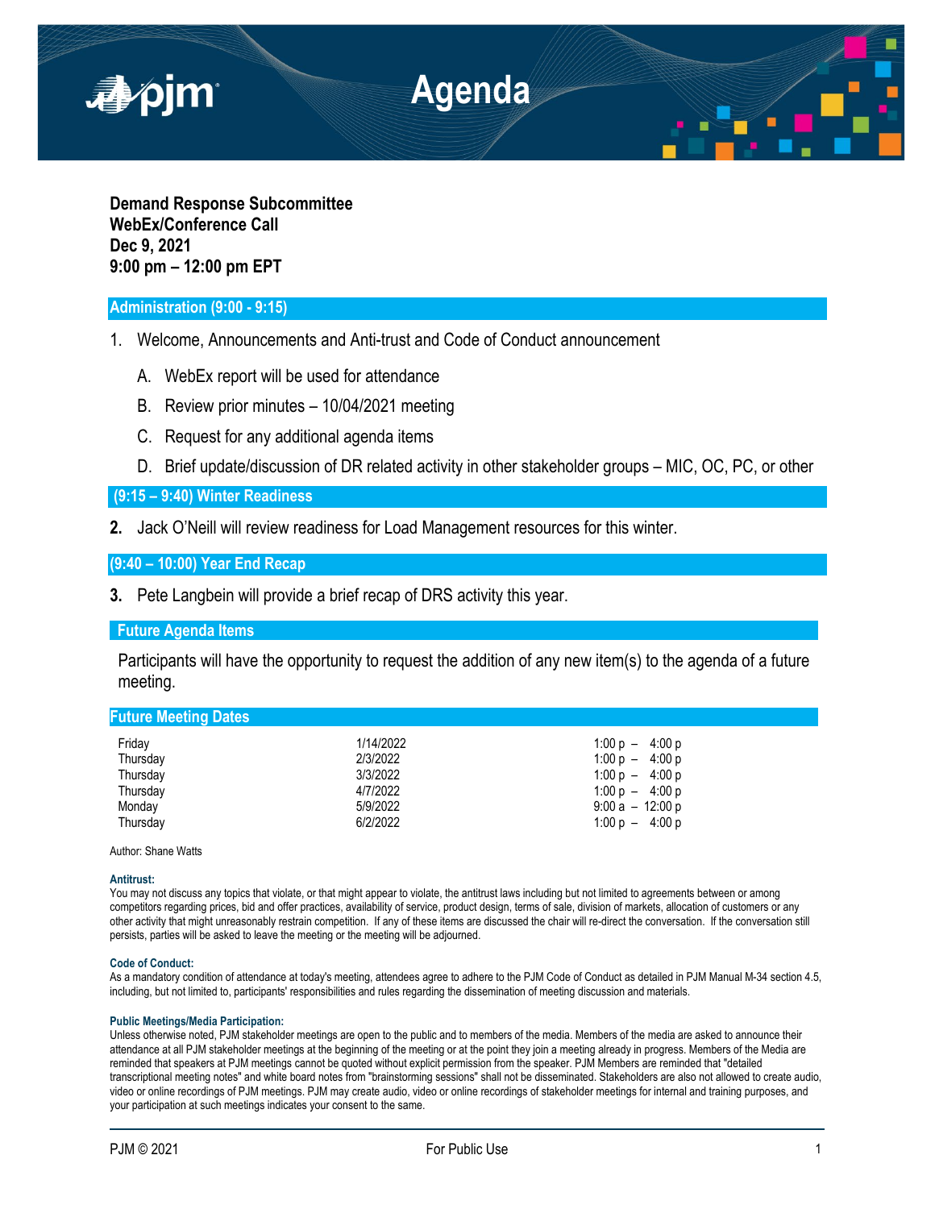# Agenda

**Demand Response Subcommittee**
**WebEx/Conference Call**
**Dec 9, 2021**
**9:00 pm – 12:00 pm EPT**

## Administration (9:00 - 9:15)

1. Welcome, Announcements and Anti-trust and Code of Conduct announcement

   A. WebEx report will be used for attendance

   B. Review prior minutes – 10/04/2021 meeting

   C. Request for any additional agenda items

   D. Brief update/discussion of DR related activity in other stakeholder groups – MIC, OC, PC, or other

## (9:15 – 9:40) Winter Readiness

**2.** Jack O'Neill will review readiness for Load Management resources for this winter.

## (9:40 – 10:00) Year End Recap

**3.** Pete Langbein will provide a brief recap of DRS activity this year.

## Future Agenda Items

Participants will have the opportunity to request the addition of any new item(s) to the agenda of a future meeting.

## Future Meeting Dates

| | | |
|---|---|---|
| Friday | 1/14/2022 | 1:00 p – 4:00 p |
| Thursday | 2/3/2022 | 1:00 p – 4:00 p |
| Thursday | 3/3/2022 | 1:00 p – 4:00 p |
| Thursday | 4/7/2022 | 1:00 p – 4:00 p |
| Monday | 5/9/2022 | 9:00 a – 12:00 p |
| Thursday | 6/2/2022 | 1:00 p – 4:00 p |

Author: Shane Watts

**Antitrust:**
You may not discuss any topics that violate, or that might appear to violate, the antitrust laws including but not limited to agreements between or among competitors regarding prices, bid and offer practices, availability of service, product design, terms of sale, division of markets, allocation of customers or any other activity that might unreasonably restrain competition. If any of these items are discussed the chair will re-direct the conversation. If the conversation still persists, parties will be asked to leave the meeting or the meeting will be adjourned.

**Code of Conduct:**
As a mandatory condition of attendance at today's meeting, attendees agree to adhere to the PJM Code of Conduct as detailed in PJM Manual M-34 section 4.5, including, but not limited to, participants' responsibilities and rules regarding the dissemination of meeting discussion and materials.

**Public Meetings/Media Participation:**
Unless otherwise noted, PJM stakeholder meetings are open to the public and to members of the media. Members of the media are asked to announce their attendance at all PJM stakeholder meetings at the beginning of the meeting or at the point they join a meeting already in progress. Members of the Media are reminded that speakers at PJM meetings cannot be quoted without explicit permission from the speaker. PJM Members are reminded that "detailed transcriptional meeting notes" and white board notes from "brainstorming sessions" shall not be disseminated. Stakeholders are also not allowed to create audio, video or online recordings of PJM meetings. PJM may create audio, video or online recordings of stakeholder meetings for internal and training purposes, and your participation at such meetings indicates your consent to the same.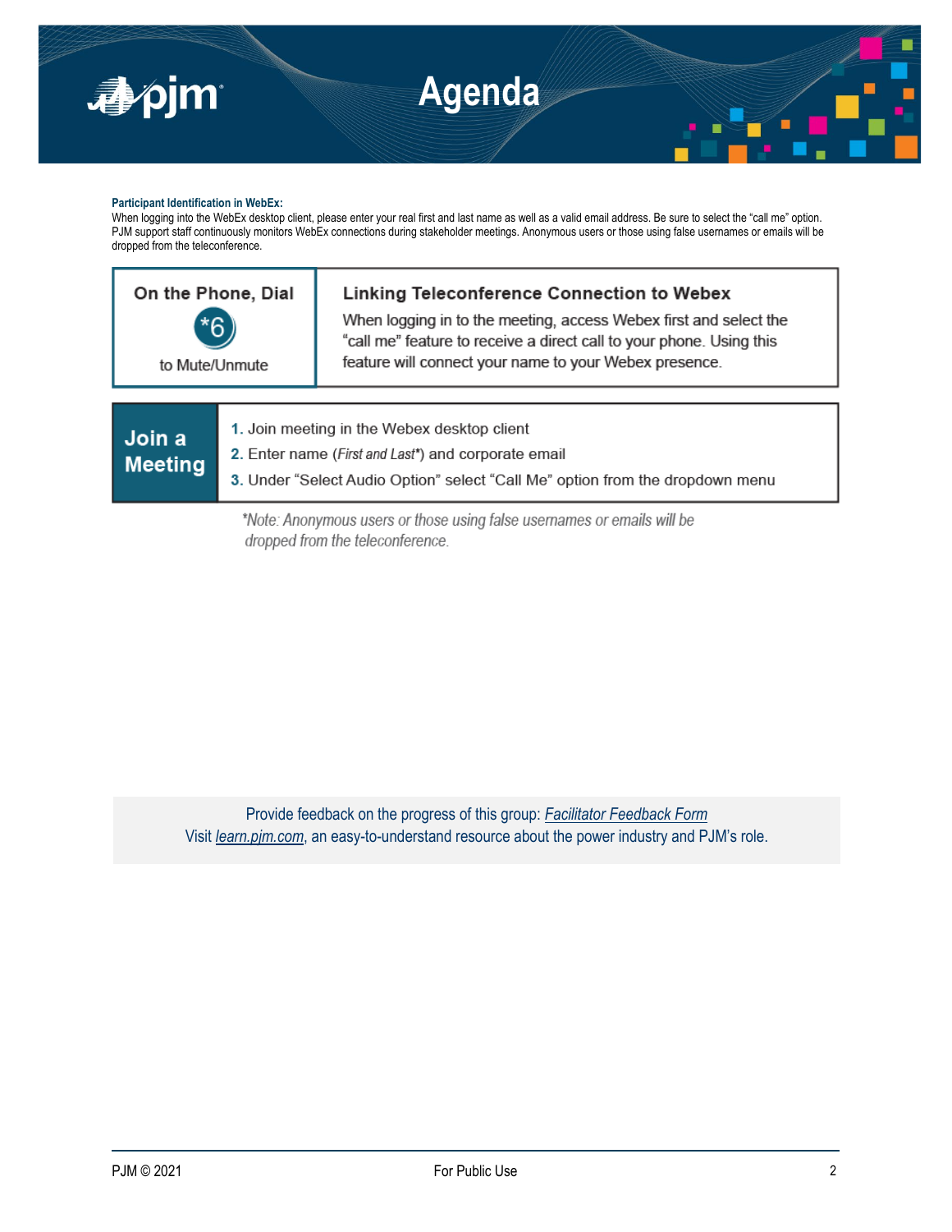# Agenda

**Participant Identification in WebEx:**

When logging into the WebEx desktop client, please enter your real first and last name as well as a valid email address. Be sure to select the "call me" option. PJM support staff continuously monitors WebEx connections during stakeholder meetings. Anonymous users or those using false usernames or emails will be dropped from the teleconference.

| On the Phone, Dial *6 to Mute/Unmute | **Linking Teleconference Connection to Webex** When logging in to the meeting, access Webex first and select the "call me" feature to receive a direct call to your phone. Using this feature will connect your name to your Webex presence. |
|---|---|

**Join a Meeting**

1. Join meeting in the Webex desktop client
2. Enter name (*First and Last*\*) and corporate email
3. Under "Select Audio Option" select "Call Me" option from the dropdown menu

*\*Note: Anonymous users or those using false usernames or emails will be dropped from the teleconference.*

Provide feedback on the progress of this group: *Facilitator Feedback Form*
Visit *learn.pjm.com*, an easy-to-understand resource about the power industry and PJM's role.